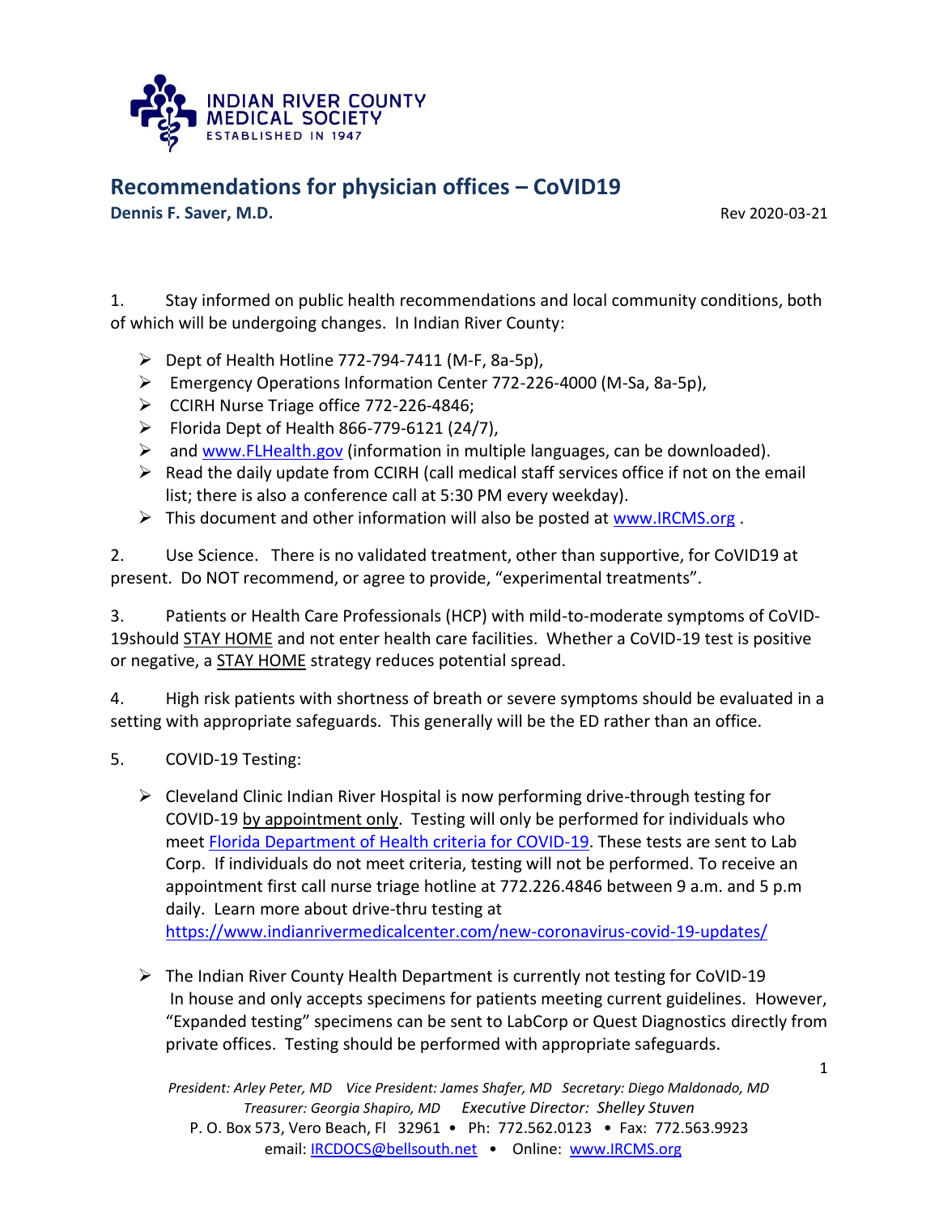INDIAN RIVER COUNTY
MEDICAL SOCIETY
ESTABLISHED IN 1947

## Recommendations for physician offices – CoVID19

**Dennis F. Saver, M.D.**

Rev 2020-03-21

1. Stay informed on public health recommendations and local community conditions, both of which will be undergoing changes. In Indian River County:

   - Dept of Health Hotline 772-794-7411 (M-F, 8a-5p),
   - Emergency Operations Information Center 772-226-4000 (M-Sa, 8a-5p),
   - CCIRH Nurse Triage office 772-226-4846;
   - Florida Dept of Health 866-779-6121 (24/7),
   - and www.FLHealth.gov (information in multiple languages, can be downloaded).
   - Read the daily update from CCIRH (call medical staff services office if not on the email list; there is also a conference call at 5:30 PM every weekday).
   - This document and other information will also be posted at www.IRCMS.org .

2. Use Science. There is no validated treatment, other than supportive, for CoVID19 at present. Do NOT recommend, or agree to provide, "experimental treatments".

3. Patients or Health Care Professionals (HCP) with mild-to-moderate symptoms of CoVID-19should STAY HOME and not enter health care facilities. Whether a CoVID-19 test is positive or negative, a STAY HOME strategy reduces potential spread.

4. High risk patients with shortness of breath or severe symptoms should be evaluated in a setting with appropriate safeguards. This generally will be the ED rather than an office.

5. COVID-19 Testing:

   - Cleveland Clinic Indian River Hospital is now performing drive-through testing for COVID-19 by appointment only. Testing will only be performed for individuals who meet Florida Department of Health criteria for COVID-19. These tests are sent to Lab Corp. If individuals do not meet criteria, testing will not be performed. To receive an appointment first call nurse triage hotline at 772.226.4846 between 9 a.m. and 5 p.m daily. Learn more about drive-thru testing at https://www.indianrivermedicalcenter.com/new-coronavirus-covid-19-updates/

   - The Indian River County Health Department is currently not testing for CoVID-19 In house and only accepts specimens for patients meeting current guidelines. However, "Expanded testing" specimens can be sent to LabCorp or Quest Diagnostics directly from private offices. Testing should be performed with appropriate safeguards.

*President: Arley Peter, MD Vice President: James Shafer, MD Secretary: Diego Maldonado, MD*
*Treasurer: Georgia Shapiro, MD Executive Director: Shelley Stuven*
P. O. Box 573, Vero Beach, Fl 32961 • Ph: 772.562.0123 • Fax: 772.563.9923
email: IRCDOCS@bellsouth.net • Online: www.IRCMS.org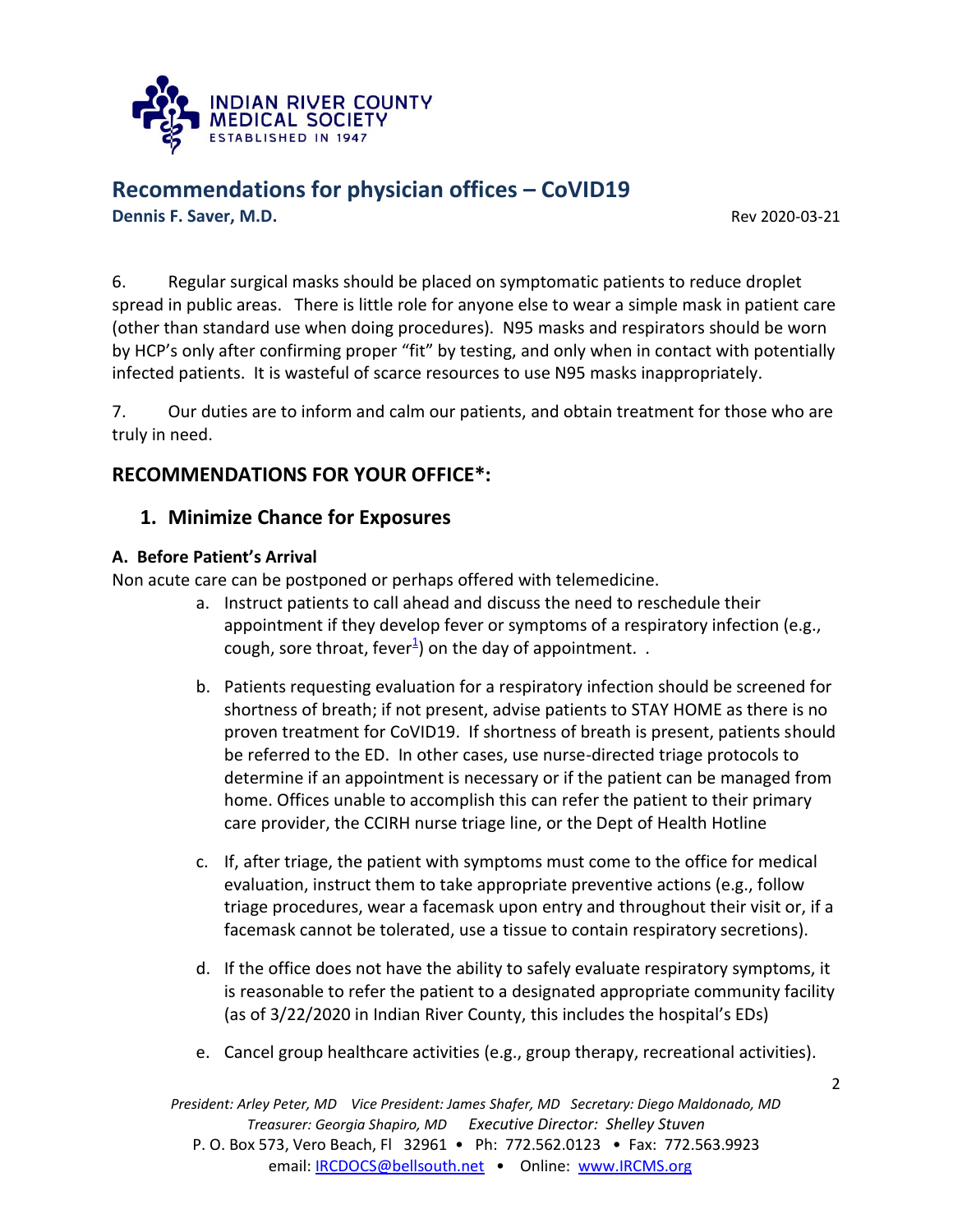6. Regular surgical masks should be placed on symptomatic patients to reduce droplet spread in public areas. There is little role for anyone else to wear a simple mask in patient care (other than standard use when doing procedures). N95 masks and respirators should be worn by HCP's only after confirming proper "fit" by testing, and only when in contact with potentially infected patients. It is wasteful of scarce resources to use N95 masks inappropriately.

7. Our duties are to inform and calm our patients, and obtain treatment for those who are truly in need.

## RECOMMENDATIONS FOR YOUR OFFICE*:

### 1. Minimize Chance for Exposures

**A. Before Patient's Arrival**

Non acute care can be postponed or perhaps offered with telemedicine.

a. Instruct patients to call ahead and discuss the need to reschedule their appointment if they develop fever or symptoms of a respiratory infection (e.g., cough, sore throat, fever[1]) on the day of appointment. .

b. Patients requesting evaluation for a respiratory infection should be screened for shortness of breath; if not present, advise patients to STAY HOME as there is no proven treatment for CoVID19. If shortness of breath is present, patients should be referred to the ED. In other cases, use nurse-directed triage protocols to determine if an appointment is necessary or if the patient can be managed from home. Offices unable to accomplish this can refer the patient to their primary care provider, the CCIRH nurse triage line, or the Dept of Health Hotline

c. If, after triage, the patient with symptoms must come to the office for medical evaluation, instruct them to take appropriate preventive actions (e.g., follow triage procedures, wear a facemask upon entry and throughout their visit or, if a facemask cannot be tolerated, use a tissue to contain respiratory secretions).

d. If the office does not have the ability to safely evaluate respiratory symptoms, it is reasonable to refer the patient to a designated appropriate community facility (as of 3/22/2020 in Indian River County, this includes the hospital's EDs)

e. Cancel group healthcare activities (e.g., group therapy, recreational activities).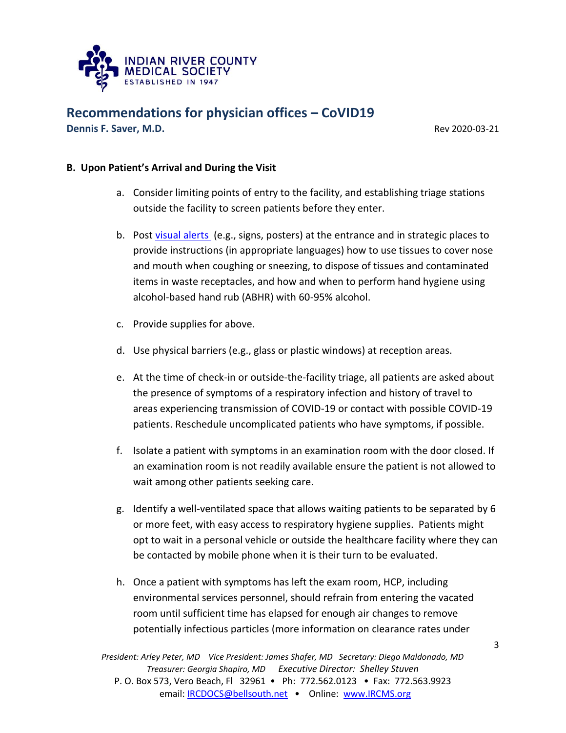## B. Upon Patient's Arrival and During the Visit

a. Consider limiting points of entry to the facility, and establishing triage stations outside the facility to screen patients before they enter.

b. Post visual alerts (e.g., signs, posters) at the entrance and in strategic places to provide instructions (in appropriate languages) how to use tissues to cover nose and mouth when coughing or sneezing, to dispose of tissues and contaminated items in waste receptacles, and how and when to perform hand hygiene using alcohol-based hand rub (ABHR) with 60-95% alcohol.

c. Provide supplies for above.

d. Use physical barriers (e.g., glass or plastic windows) at reception areas.

e. At the time of check-in or outside-the-facility triage, all patients are asked about the presence of symptoms of a respiratory infection and history of travel to areas experiencing transmission of COVID-19 or contact with possible COVID-19 patients. Reschedule uncomplicated patients who have symptoms, if possible.

f. Isolate a patient with symptoms in an examination room with the door closed. If an examination room is not readily available ensure the patient is not allowed to wait among other patients seeking care.

g. Identify a well-ventilated space that allows waiting patients to be separated by 6 or more feet, with easy access to respiratory hygiene supplies. Patients might opt to wait in a personal vehicle or outside the healthcare facility where they can be contacted by mobile phone when it is their turn to be evaluated.

h. Once a patient with symptoms has left the exam room, HCP, including environmental services personnel, should refrain from entering the vacated room until sufficient time has elapsed for enough air changes to remove potentially infectious particles (more information on clearance rates under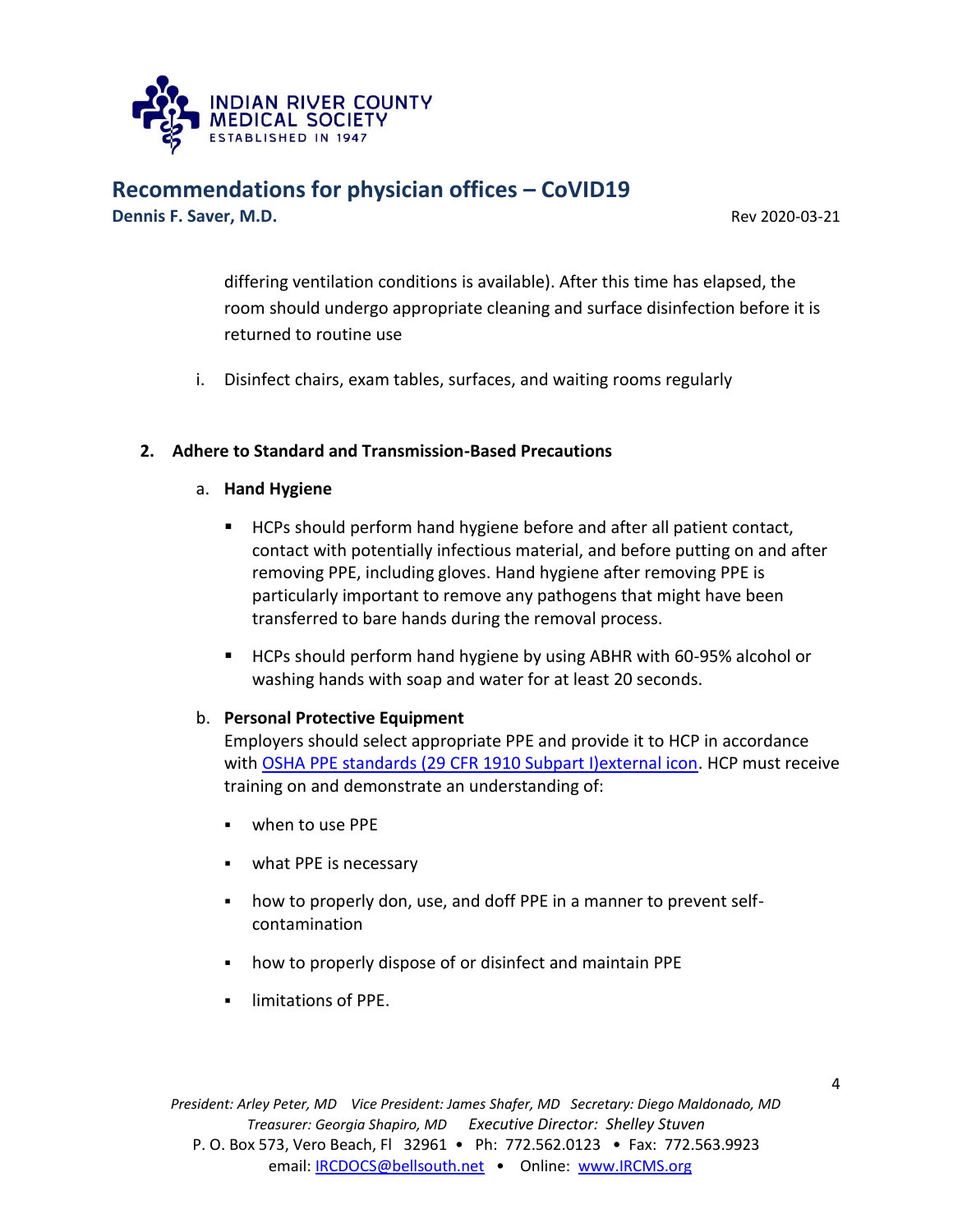differing ventilation conditions is available). After this time has elapsed, the room should undergo appropriate cleaning and surface disinfection before it is returned to routine use

i. Disinfect chairs, exam tables, surfaces, and waiting rooms regularly

**2. Adhere to Standard and Transmission-Based Precautions**

a. **Hand Hygiene**

- HCPs should perform hand hygiene before and after all patient contact, contact with potentially infectious material, and before putting on and after removing PPE, including gloves. Hand hygiene after removing PPE is particularly important to remove any pathogens that might have been transferred to bare hands during the removal process.

- HCPs should perform hand hygiene by using ABHR with 60-95% alcohol or washing hands with soap and water for at least 20 seconds.

b. **Personal Protective Equipment**

Employers should select appropriate PPE and provide it to HCP in accordance with [OSHA PPE standards (29 CFR 1910 Subpart I)external icon](). HCP must receive training on and demonstrate an understanding of:

- when to use PPE

- what PPE is necessary

- how to properly don, use, and doff PPE in a manner to prevent self-contamination

- how to properly dispose of or disinfect and maintain PPE

- limitations of PPE.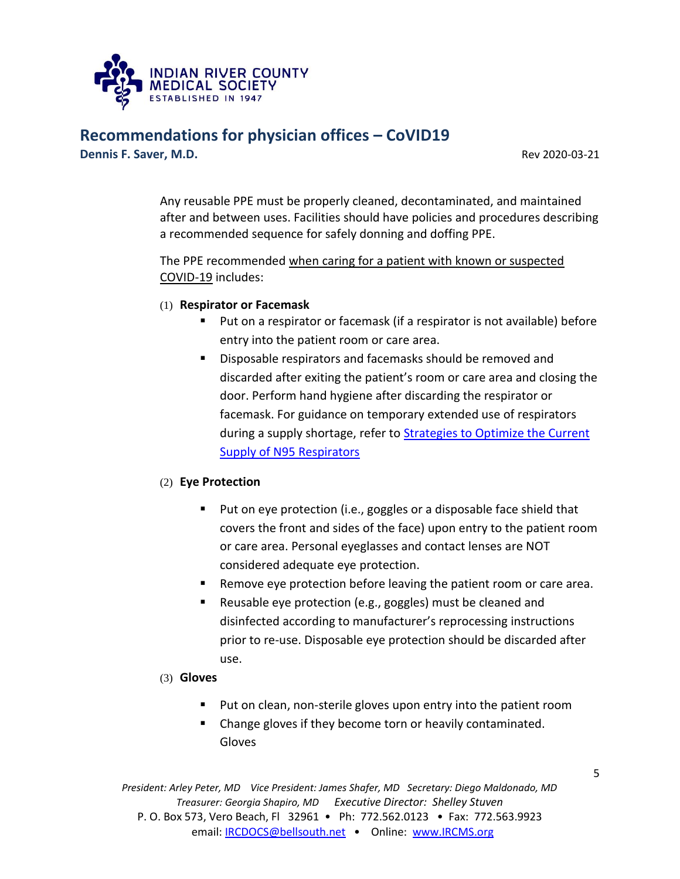Any reusable PPE must be properly cleaned, decontaminated, and maintained after and between uses. Facilities should have policies and procedures describing a recommended sequence for safely donning and doffing PPE.

The PPE recommended when caring for a patient with known or suspected COVID-19 includes:

(1) **Respirator or Facemask**

- Put on a respirator or facemask (if a respirator is not available) before entry into the patient room or care area.
- Disposable respirators and facemasks should be removed and discarded after exiting the patient's room or care area and closing the door. Perform hand hygiene after discarding the respirator or facemask. For guidance on temporary extended use of respirators during a supply shortage, refer to Strategies to Optimize the Current Supply of N95 Respirators

(2) **Eye Protection**

- Put on eye protection (i.e., goggles or a disposable face shield that covers the front and sides of the face) upon entry to the patient room or care area. Personal eyeglasses and contact lenses are NOT considered adequate eye protection.
- Remove eye protection before leaving the patient room or care area.
- Reusable eye protection (e.g., goggles) must be cleaned and disinfected according to manufacturer's reprocessing instructions prior to re-use. Disposable eye protection should be discarded after use.

(3) **Gloves**

- Put on clean, non-sterile gloves upon entry into the patient room
- Change gloves if they become torn or heavily contaminated. Gloves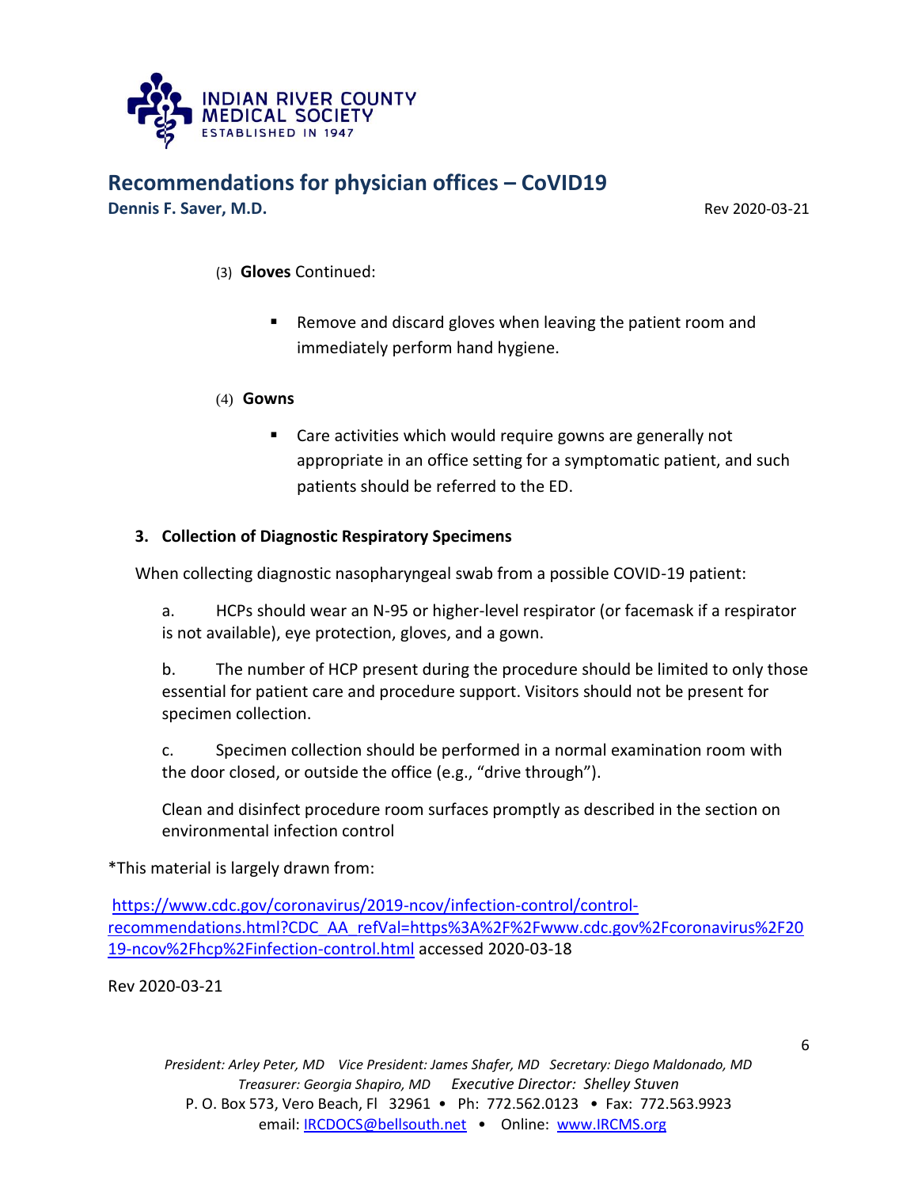(3) **Gloves** Continued:

- Remove and discard gloves when leaving the patient room and immediately perform hand hygiene.

(4) **Gowns**

- Care activities which would require gowns are generally not appropriate in an office setting for a symptomatic patient, and such patients should be referred to the ED.

**3. Collection of Diagnostic Respiratory Specimens**

When collecting diagnostic nasopharyngeal swab from a possible COVID-19 patient:

a. HCPs should wear an N-95 or higher-level respirator (or facemask if a respirator is not available), eye protection, gloves, and a gown.

b. The number of HCP present during the procedure should be limited to only those essential for patient care and procedure support. Visitors should not be present for specimen collection.

c. Specimen collection should be performed in a normal examination room with the door closed, or outside the office (e.g., "drive through").

Clean and disinfect procedure room surfaces promptly as described in the section on environmental infection control

*This material is largely drawn from:

https://www.cdc.gov/coronavirus/2019-ncov/infection-control/control-recommendations.html?CDC_AA_refVal=https%3A%2F%2Fwww.cdc.gov%2Fcoronavirus%2F2019-ncov%2Fhcp%2Finfection-control.html accessed 2020-03-18

Rev 2020-03-21